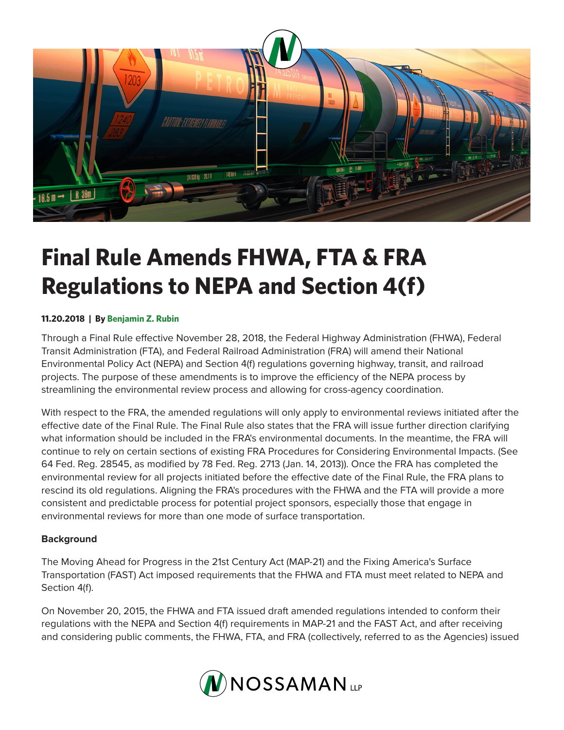# Final Rule Amends FHWA, FTA & FRA Regulations to NEPA and Section 4(f)

**11.20.2018 | By Benjamin Z. Rubin**

Through a Final Rule effective November 28, 2018, the Federal Highway Administration (FHWA), Federal Transit Administration (FTA), and Federal Railroad Administration (FRA) will amend their National Environmental Policy Act (NEPA) and Section 4(f) regulations governing highway, transit, and railroad projects. The purpose of these amendments is to improve the efficiency of the NEPA process by streamlining the environmental review process and allowing for cross-agency coordination.

With respect to the FRA, the amended regulations will only apply to environmental reviews initiated after the effective date of the Final Rule. The Final Rule also states that the FRA will issue further direction clarifying what information should be included in the FRA's environmental documents. In the meantime, the FRA will continue to rely on certain sections of existing FRA Procedures for Considering Environmental Impacts. (See 64 Fed. Reg. 28545, as modified by 78 Fed. Reg. 2713 (Jan. 14, 2013)). Once the FRA has completed the environmental review for all projects initiated before the effective date of the Final Rule, the FRA plans to rescind its old regulations. Aligning the FRA's procedures with the FHWA and the FTA will provide a more consistent and predictable process for potential project sponsors, especially those that engage in environmental reviews for more than one mode of surface transportation.

**Background**

The Moving Ahead for Progress in the 21st Century Act (MAP-21) and the Fixing America's Surface Transportation (FAST) Act imposed requirements that the FHWA and FTA must meet related to NEPA and Section 4(f).

On November 20, 2015, the FHWA and FTA issued draft amended regulations intended to conform their regulations with the NEPA and Section 4(f) requirements in MAP-21 and the FAST Act, and after receiving and considering public comments, the FHWA, FTA, and FRA (collectively, referred to as the Agencies) issued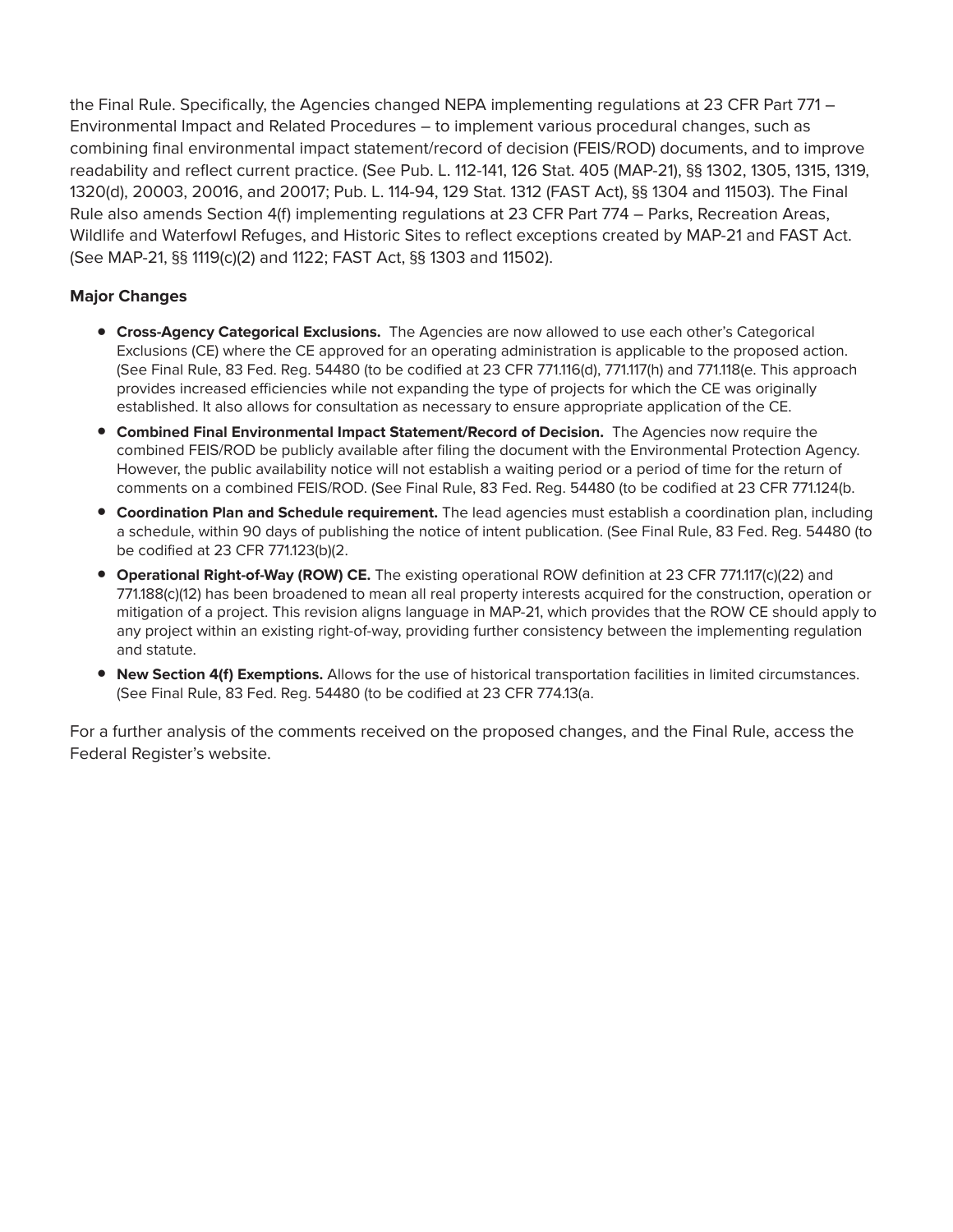the Final Rule. Specifically, the Agencies changed NEPA implementing regulations at 23 CFR Part 771 – Environmental Impact and Related Procedures – to implement various procedural changes, such as combining final environmental impact statement/record of decision (FEIS/ROD) documents, and to improve readability and reflect current practice. (See Pub. L. 112-141, 126 Stat. 405 (MAP-21), §§ 1302, 1305, 1315, 1319, 1320(d), 20003, 20016, and 20017; Pub. L. 114-94, 129 Stat. 1312 (FAST Act), §§ 1304 and 11503). The Final Rule also amends Section 4(f) implementing regulations at 23 CFR Part 774 – Parks, Recreation Areas, Wildlife and Waterfowl Refuges, and Historic Sites to reflect exceptions created by MAP-21 and FAST Act. (See MAP-21, §§ 1119(c)(2) and 1122; FAST Act, §§ 1303 and 11502).

**Major Changes**

- **Cross-Agency Categorical Exclusions.** The Agencies are now allowed to use each other's Categorical Exclusions (CE) where the CE approved for an operating administration is applicable to the proposed action. (See Final Rule, 83 Fed. Reg. 54480 (to be codified at 23 CFR 771.116(d), 771.117(h) and 771.118(e. This approach provides increased efficiencies while not expanding the type of projects for which the CE was originally established. It also allows for consultation as necessary to ensure appropriate application of the CE.
- **Combined Final Environmental Impact Statement/Record of Decision.** The Agencies now require the combined FEIS/ROD be publicly available after filing the document with the Environmental Protection Agency. However, the public availability notice will not establish a waiting period or a period of time for the return of comments on a combined FEIS/ROD. (See Final Rule, 83 Fed. Reg. 54480 (to be codified at 23 CFR 771.124(b.
- **Coordination Plan and Schedule requirement.** The lead agencies must establish a coordination plan, including a schedule, within 90 days of publishing the notice of intent publication. (See Final Rule, 83 Fed. Reg. 54480 (to be codified at 23 CFR 771.123(b)(2.
- **Operational Right-of-Way (ROW) CE.** The existing operational ROW definition at 23 CFR 771.117(c)(22) and 771.188(c)(12) has been broadened to mean all real property interests acquired for the construction, operation or mitigation of a project. This revision aligns language in MAP-21, which provides that the ROW CE should apply to any project within an existing right-of-way, providing further consistency between the implementing regulation and statute.
- **New Section 4(f) Exemptions.** Allows for the use of historical transportation facilities in limited circumstances. (See Final Rule, 83 Fed. Reg. 54480 (to be codified at 23 CFR 774.13(a.

For a further analysis of the comments received on the proposed changes, and the Final Rule, access the Federal Register's website.